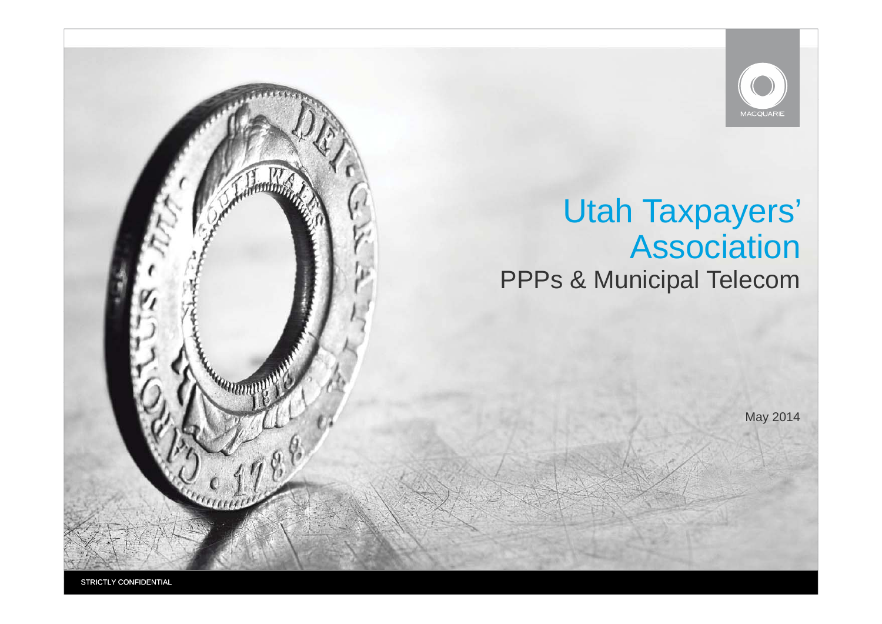# Utah Taxpayers' Association

## PPPs & Municipal Telecom

May 2014

STRICTLY CONFIDENTIAL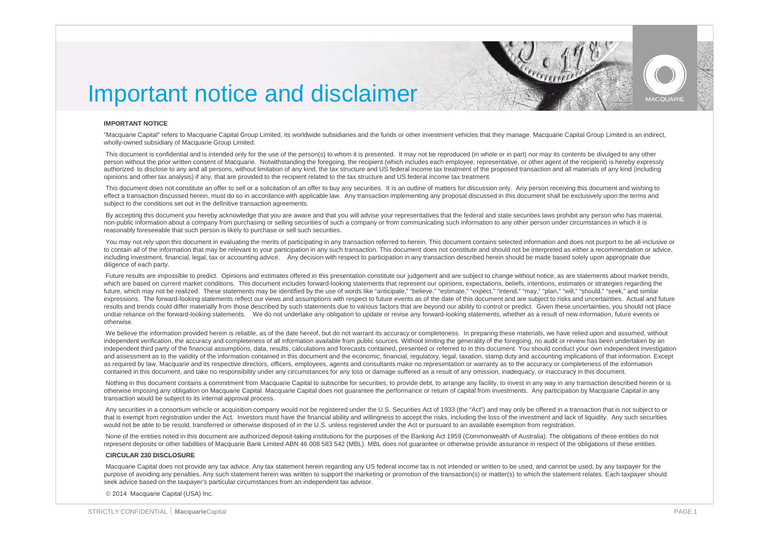# Important notice and disclaimer

**IMPORTANT NOTICE**

"Macquarie Capital" refers to Macquarie Capital Group Limited, its worldwide subsidiaries and the funds or other investment vehicles that they manage. Macquarie Capital Group Limited is an indirect, wholly-owned subsidiary of Macquarie Group Limited.

This document is confidential and is intended only for the use of the person(s) to whom it is presented. It may not be reproduced (in whole or in part) nor may its contents be divulged to any other person without the prior written consent of Macquarie. Notwithstanding the foregoing, the recipient (which includes each employee, representative, or other agent of the recipient) is hereby expressly authorized to disclose to any and all persons, without limitation of any kind, the tax structure and US federal income tax treatment of the proposed transaction and all materials of any kind (including opinions and other tax analysis) if any, that are provided to the recipient related to the tax structure and US federal income tax treatment.

This document does not constitute an offer to sell or a solicitation of an offer to buy any securities. It is an outline of matters for discussion only. Any person receiving this document and wishing to effect a transaction discussed herein, must do so in accordance with applicable law. Any transaction implementing any proposal discussed in this document shall be exclusively upon the terms and subject to the conditions set out in the definitive transaction agreements.

By accepting this document you hereby acknowledge that you are aware and that you will advise your representatives that the federal and state securities laws prohibit any person who has material, non-public information about a company from purchasing or selling securities of such a company or from communicating such information to any other person under circumstances in which it is reasonably foreseeable that such person is likely to purchase or sell such securities.

You may not rely upon this document in evaluating the merits of participating in any transaction referred to herein. This document contains selected information and does not purport to be all-inclusive or to contain all of the information that may be relevant to your participation in any such transaction. This document does not constitute and should not be interpreted as either a recommendation or advice, including investment, financial, legal, tax or accounting advice. Any decision with respect to participation in any transaction described herein should be made based solely upon appropriate due diligence of each party.

Future results are impossible to predict. Opinions and estimates offered in this presentation constitute our judgement and are subject to change without notice, as are statements about market trends, which are based on current market conditions. This document includes forward-looking statements that represent our opinions, expectations, beliefs, intentions, estimates or strategies regarding the future, which may not be realized. These statements may be identified by the use of words like "anticipate," "believe," "estimate," "expect," "intend," "may," "plan," "will," "should," "seek," and similar expressions. The forward-looking statements reflect our views and assumptions with respect to future events as of the date of this document and are subject to risks and uncertainties. Actual and future results and trends could differ materially from those described by such statements due to various factors that are beyond our ability to control or predict. Given these uncertainties, you should not place undue reliance on the forward-looking statements. We do not undertake any obligation to update or revise any forward-looking statements, whether as a result of new information, future events or otherwise.

We believe the information provided herein is reliable, as of the date hereof, but do not warrant its accuracy or completeness. In preparing these materials, we have relied upon and assumed, without independent verification, the accuracy and completeness of all information available from public sources. Without limiting the generality of the foregoing, no audit or review has been undertaken by an independent third party of the financial assumptions, data, results, calculations and forecasts contained, presented or referred to in this document. You should conduct your own independent investigation and assessment as to the validity of the information contained in this document and the economic, financial, regulatory, legal, taxation, stamp duty and accounting implications of that information. Except as required by law, Macquarie and its respective directors, officers, employees, agents and consultants make no representation or warranty as to the accuracy or completeness of the information contained in this document, and take no responsibility under any circumstances for any loss or damage suffered as a result of any omission, inadequacy, or inaccuracy in this document.

Nothing in this document contains a commitment from Macquarie Capital to subscribe for securities, to provide debt, to arrange any facility, to invest in any way in any transaction described herein or is otherwise imposing any obligation on Macquarie Capital. Macquarie Capital does not guarantee the performance or return of capital from investments. Any participation by Macquarie Capital in any transaction would be subject to its internal approval process.

Any securities in a consortium vehicle or acquisition company would not be registered under the U.S. Securities Act of 1933 (the "Act") and may only be offered in a transaction that is not subject to or that is exempt from registration under the Act. Investors must have the financial ability and willingness to accept the risks, including the loss of the investment and lack of liquidity. Any such securities would not be able to be resold, transferred or otherwise disposed of in the U.S. unless registered under the Act or pursuant to an available exemption from registration.

None of the entities noted in this document are authorized deposit-taking institutions for the purposes of the Banking Act 1959 (Commonwealth of Australia). The obligations of these entities do not represent deposits or other liabilities of Macquarie Bank Limited ABN 46 008 583 542 (MBL). MBL does not guarantee or otherwise provide assurance in respect of the obligations of these entities.

**CIRCULAR 230 DISCLOSURE**

Macquarie Capital does not provide any tax advice. Any tax statement herein regarding any US federal income tax is not intended or written to be used, and cannot be used, by any taxpayer for the purpose of avoiding any penalties. Any such statement herein was written to support the marketing or promotion of the transaction(s) or matter(s) to which the statement relates. Each taxpayer should seek advice based on the taxpayer's particular circumstances from an independent tax advisor.

© 2014 Macquarie Capital (USA) Inc.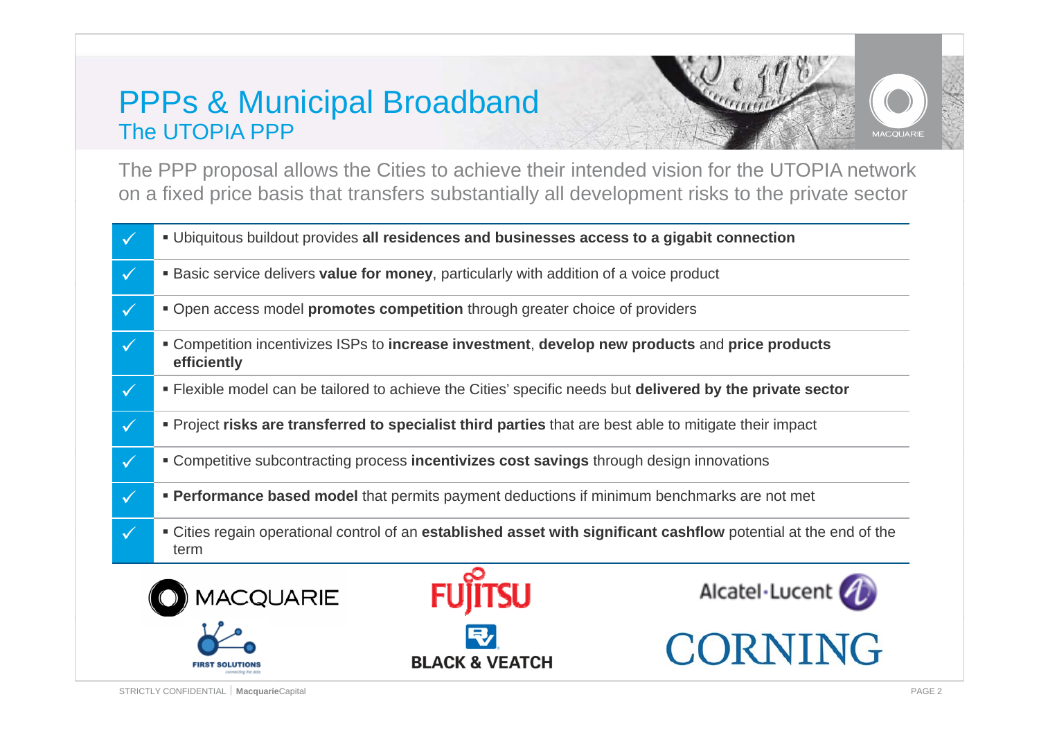# PPPs & Municipal Broadband

## The UTOPIA PPP

The PPP proposal allows the Cities to achieve their intended vision for the UTOPIA network on a fixed price basis that transfers substantially all development risks to the private sector

- ✓ Ubiquitous buildout provides **all residences and businesses access to a gigabit connection**
- ✓ Basic service delivers **value for money**, particularly with addition of a voice product
- ✓ Open access model **promotes competition** through greater choice of providers
- ✓ Competition incentivizes ISPs to **increase investment**, **develop new products** and **price products efficiently**
- ✓ Flexible model can be tailored to achieve the Cities' specific needs but **delivered by the private sector**
- ✓ Project **risks are transferred to specialist third parties** that are best able to mitigate their impact
- ✓ Competitive subcontracting process **incentivizes cost savings** through design innovations
- ✓ **Performance based model** that permits payment deductions if minimum benchmarks are not met
- ✓ Cities regain operational control of an **established asset with significant cashflow** potential at the end of the term

MACQUARIE | FUJITSU | Alcatel·Lucent | FIRST SOLUTIONS | BLACK & VEATCH | CORNING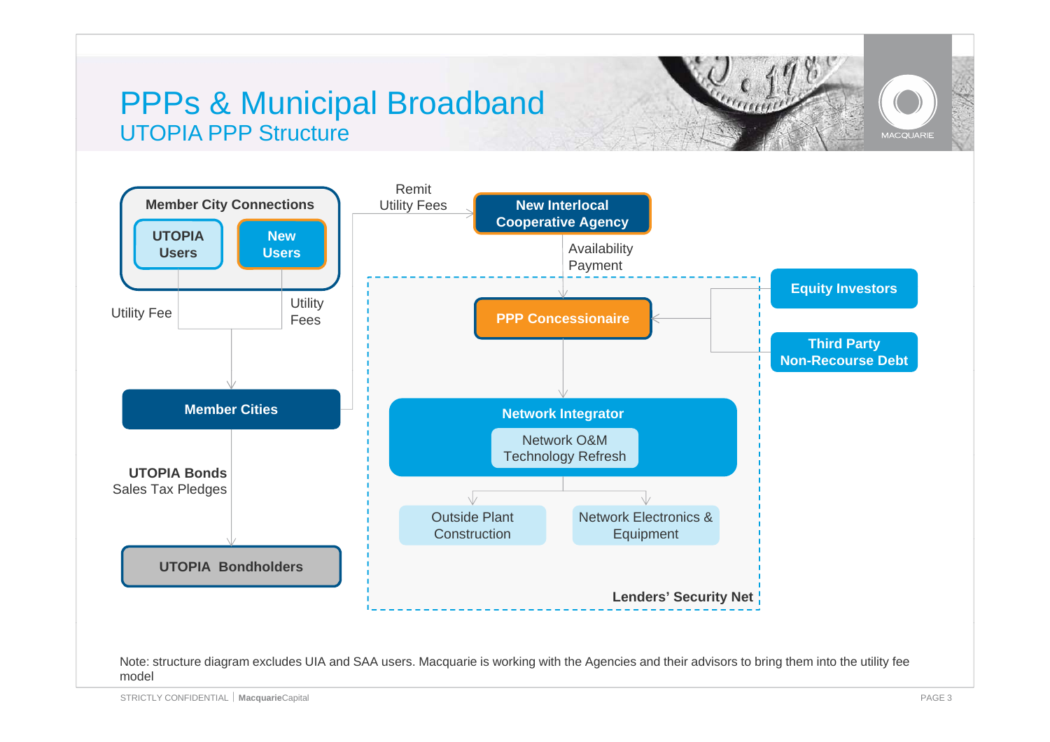# PPPs & Municipal Broadband

## UTOPIA PPP Structure

**Member City Connections**

- **UTOPIA Users**
- **New Users**

Utility Fee

Utility Fees

**Member Cities**

Remit Utility Fees

**New Interlocal Cooperative Agency**

Availability Payment

**PPP Concessionaire**

**Equity Investors**

**Third Party Non-Recourse Debt**

**Network Integrator**

Network O&M
Technology Refresh

Outside Plant Construction

Network Electronics & Equipment

**Lenders' Security Net**

**UTOPIA Bonds**
Sales Tax Pledges

**UTOPIA Bondholders**

Note: structure diagram excludes UIA and SAA users. Macquarie is working with the Agencies and their advisors to bring them into the utility fee model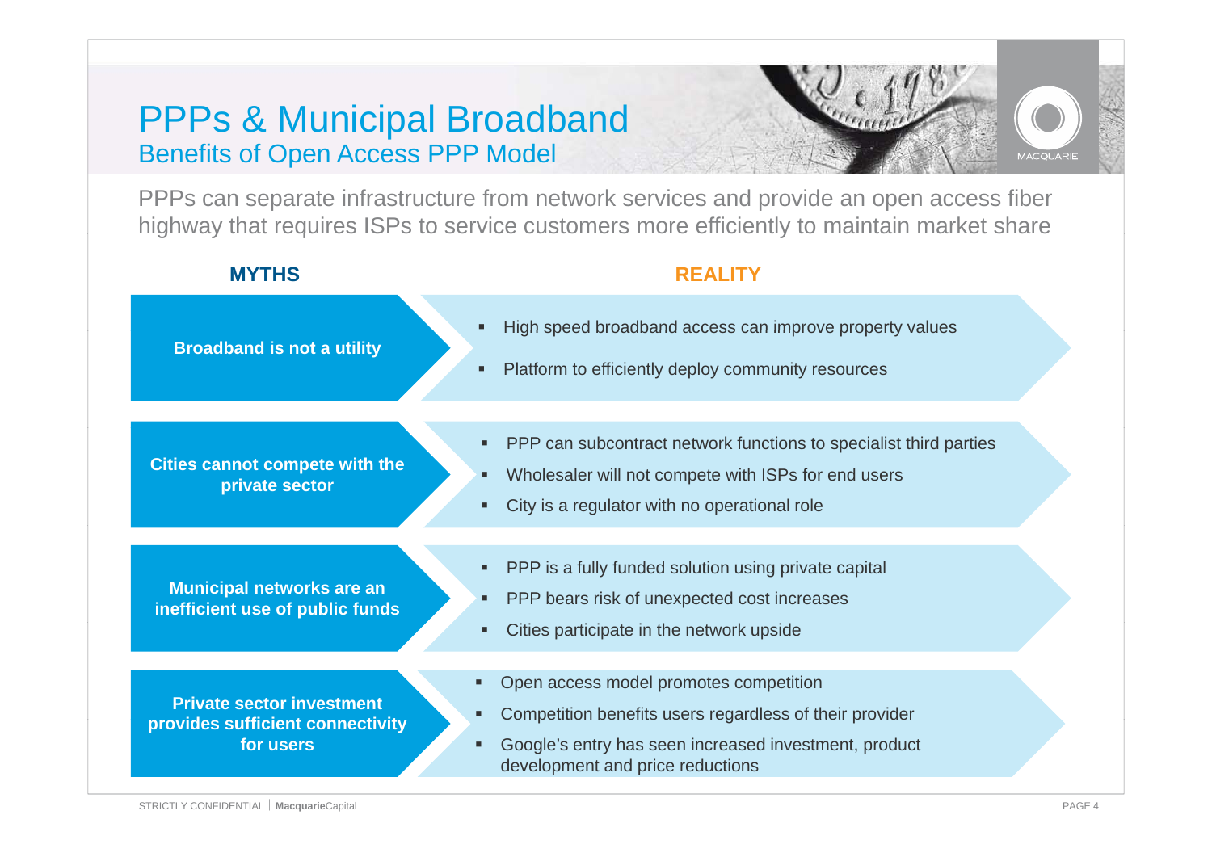# PPPs & Municipal Broadband

## Benefits of Open Access PPP Model

PPPs can separate infrastructure from network services and provide an open access fiber highway that requires ISPs to service customers more efficiently to maintain market share

| MYTHS | REALITY |
| --- | --- |
| **Broadband is not a utility** | ▪ High speed broadband access can improve property values<br>▪ Platform to efficiently deploy community resources |
| **Cities cannot compete with the private sector** | ▪ PPP can subcontract network functions to specialist third parties<br>▪ Wholesaler will not compete with ISPs for end users<br>▪ City is a regulator with no operational role |
| **Municipal networks are an inefficient use of public funds** | ▪ PPP is a fully funded solution using private capital<br>▪ PPP bears risk of unexpected cost increases<br>▪ Cities participate in the network upside |
| **Private sector investment provides sufficient connectivity for users** | ▪ Open access model promotes competition<br>▪ Competition benefits users regardless of their provider<br>▪ Google's entry has seen increased investment, product development and price reductions |

STRICTLY CONFIDENTIAL | **Macquarie**Capital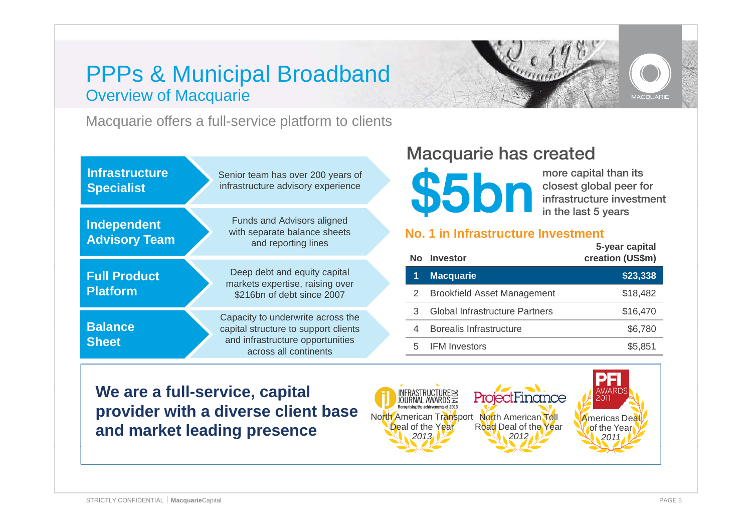# PPPs & Municipal Broadband

## Overview of Macquarie

Macquarie offers a full-service platform to clients

| | |
|---|---|
| **Infrastructure Specialist** | Senior team has over 200 years of infrastructure advisory experience |
| **Independent Advisory Team** | Funds and Advisors aligned with separate balance sheets and reporting lines |
| **Full Product Platform** | Deep debt and equity capital markets expertise, raising over $216bn of debt since 2007 |
| **Balance Sheet** | Capacity to underwrite across the capital structure to support clients and infrastructure opportunities across all continents |

### Macquarie has created

**$5bn** more capital than its closest global peer for infrastructure investment in the last 5 years

**No. 1 in Infrastructure Investment**

| No | Investor | 5-year capital creation (US$m) |
|---|---|---|
| **1** | **Macquarie** | **$23,338** |
| 2 | Brookfield Asset Management | $18,482 |
| 3 | Global Infrastructure Partners | $16,470 |
| 4 | Borealis Infrastructure | $6,780 |
| 5 | IFM Investors | $5,851 |

**We are a full-service, capital provider with a diverse client base and market leading presence**

Infrastructure Journal Awards 2014 – Recognising the achievements of 2013: North American Transport Deal of the Year *2013*

ProjectFinance: North American Toll Road Deal of the Year *2012*

PFI Awards 2011: Americas Deal of the Year *2011*

STRICTLY CONFIDENTIAL | MacquarieCapital